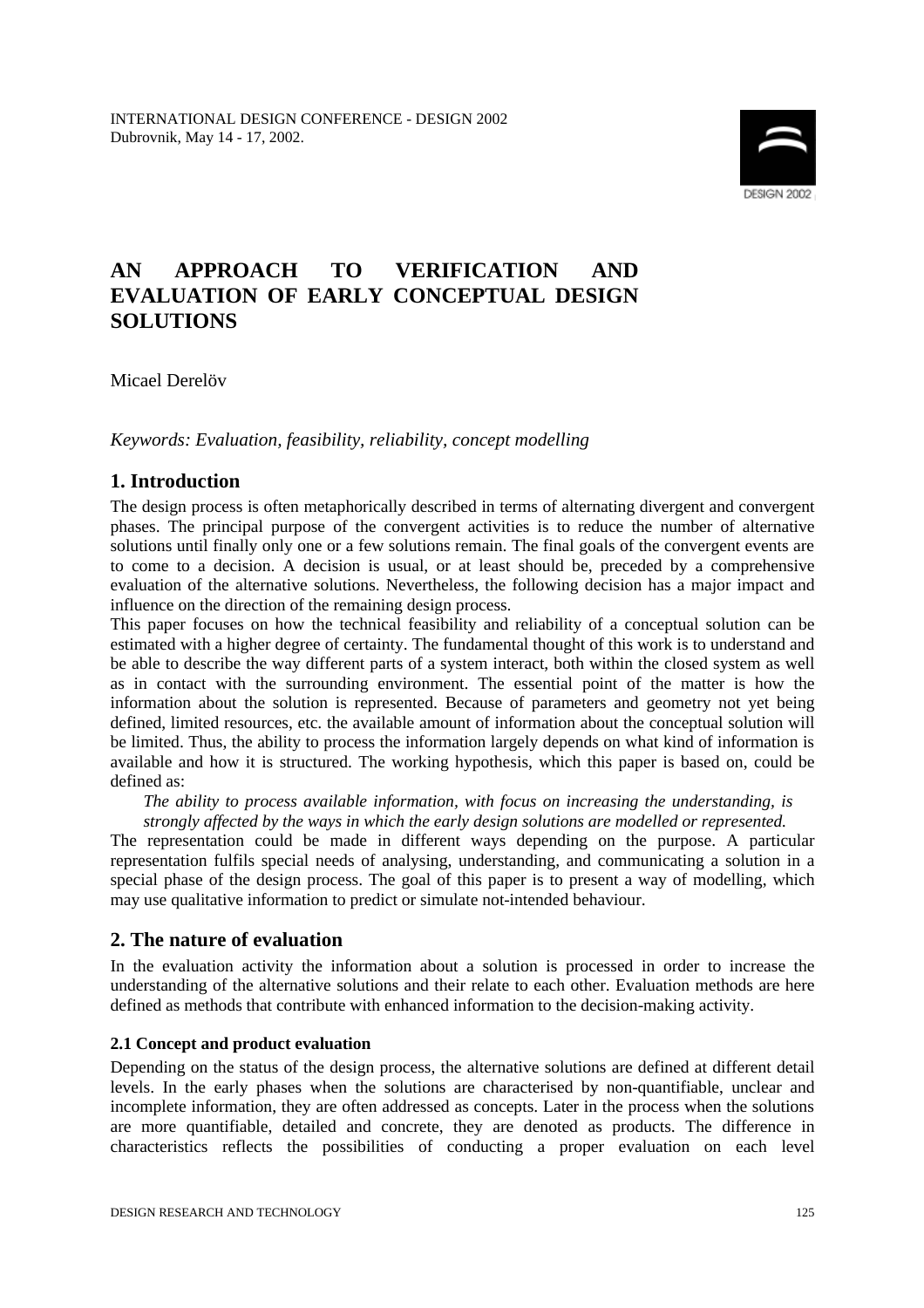INTERNATIONAL DESIGN CONFERENCE - DESIGN 2002
Dubrovnik, May 14 - 17, 2002.

# AN APPROACH TO VERIFICATION AND EVALUATION OF EARLY CONCEPTUAL DESIGN SOLUTIONS

Micael Derelöv

*Keywords: Evaluation, feasibility, reliability, concept modelling*

## 1. Introduction

The design process is often metaphorically described in terms of alternating divergent and convergent phases. The principal purpose of the convergent activities is to reduce the number of alternative solutions until finally only one or a few solutions remain. The final goals of the convergent events are to come to a decision. A decision is usual, or at least should be, preceded by a comprehensive evaluation of the alternative solutions. Nevertheless, the following decision has a major impact and influence on the direction of the remaining design process.

This paper focuses on how the technical feasibility and reliability of a conceptual solution can be estimated with a higher degree of certainty. The fundamental thought of this work is to understand and be able to describe the way different parts of a system interact, both within the closed system as well as in contact with the surrounding environment. The essential point of the matter is how the information about the solution is represented. Because of parameters and geometry not yet being defined, limited resources, etc. the available amount of information about the conceptual solution will be limited. Thus, the ability to process the information largely depends on what kind of information is available and how it is structured. The working hypothesis, which this paper is based on, could be defined as:

*The ability to process available information, with focus on increasing the understanding, is strongly affected by the ways in which the early design solutions are modelled or represented.*

The representation could be made in different ways depending on the purpose. A particular representation fulfils special needs of analysing, understanding, and communicating a solution in a special phase of the design process. The goal of this paper is to present a way of modelling, which may use qualitative information to predict or simulate not-intended behaviour.

## 2. The nature of evaluation

In the evaluation activity the information about a solution is processed in order to increase the understanding of the alternative solutions and their relate to each other. Evaluation methods are here defined as methods that contribute with enhanced information to the decision-making activity.

### 2.1 Concept and product evaluation

Depending on the status of the design process, the alternative solutions are defined at different detail levels. In the early phases when the solutions are characterised by non-quantifiable, unclear and incomplete information, they are often addressed as concepts. Later in the process when the solutions are more quantifiable, detailed and concrete, they are denoted as products. The difference in characteristics reflects the possibilities of conducting a proper evaluation on each level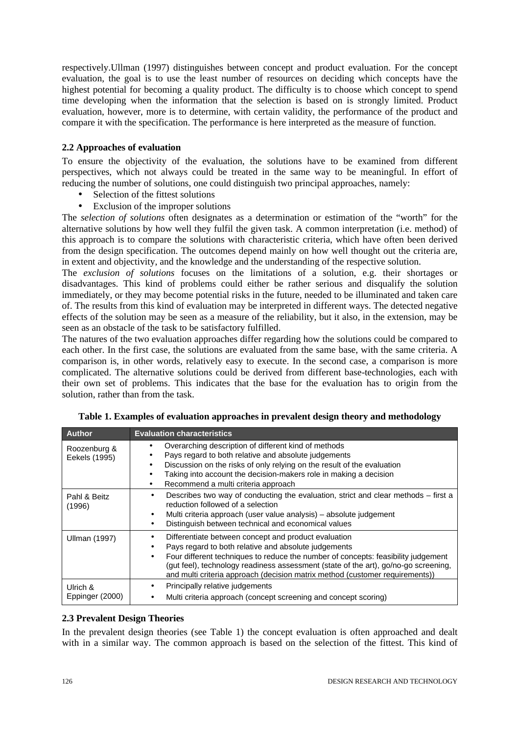respectively.Ullman (1997) distinguishes between concept and product evaluation. For the concept evaluation, the goal is to use the least number of resources on deciding which concepts have the highest potential for becoming a quality product. The difficulty is to choose which concept to spend time developing when the information that the selection is based on is strongly limited. Product evaluation, however, more is to determine, with certain validity, the performance of the product and compare it with the specification. The performance is here interpreted as the measure of function.

### 2.2 Approaches of evaluation

To ensure the objectivity of the evaluation, the solutions have to be examined from different perspectives, which not always could be treated in the same way to be meaningful. In effort of reducing the number of solutions, one could distinguish two principal approaches, namely:

- Selection of the fittest solutions
- Exclusion of the improper solutions

The *selection of solutions* often designates as a determination or estimation of the "worth" for the alternative solutions by how well they fulfil the given task. A common interpretation (i.e. method) of this approach is to compare the solutions with characteristic criteria, which have often been derived from the design specification. The outcomes depend mainly on how well thought out the criteria are, in extent and objectivity, and the knowledge and the understanding of the respective solution.

The *exclusion of solutions* focuses on the limitations of a solution, e.g. their shortages or disadvantages. This kind of problems could either be rather serious and disqualify the solution immediately, or they may become potential risks in the future, needed to be illuminated and taken care of. The results from this kind of evaluation may be interpreted in different ways. The detected negative effects of the solution may be seen as a measure of the reliability, but it also, in the extension, may be seen as an obstacle of the task to be satisfactory fulfilled.

The natures of the two evaluation approaches differ regarding how the solutions could be compared to each other. In the first case, the solutions are evaluated from the same base, with the same criteria. A comparison is, in other words, relatively easy to execute. In the second case, a comparison is more complicated. The alternative solutions could be derived from different base-technologies, each with their own set of problems. This indicates that the base for the evaluation has to origin from the solution, rather than from the task.

**Table 1. Examples of evaluation approaches in prevalent design theory and methodology**

| Author | Evaluation characteristics |
|---|---|
| Roozenburg & Eekels (1995) | • Overarching description of different kind of methods<br>• Pays regard to both relative and absolute judgements<br>• Discussion on the risks of only relying on the result of the evaluation<br>• Taking into account the decision-makers role in making a decision<br>• Recommend a multi criteria approach |
| Pahl & Beitz (1996) | • Describes two way of conducting the evaluation, strict and clear methods – first a reduction followed of a selection<br>• Multi criteria approach (user value analysis) – absolute judgement<br>• Distinguish between technical and economical values |
| Ullman (1997) | • Differentiate between concept and product evaluation<br>• Pays regard to both relative and absolute judgements<br>• Four different techniques to reduce the number of concepts: feasibility judgement (gut feel), technology readiness assessment (state of the art), go/no-go screening, and multi criteria approach (decision matrix method (customer requirements)) |
| Ulrich & Eppinger (2000) | • Principally relative judgements<br>• Multi criteria approach (concept screening and concept scoring) |

### 2.3 Prevalent Design Theories

In the prevalent design theories (see Table 1) the concept evaluation is often approached and dealt with in a similar way. The common approach is based on the selection of the fittest. This kind of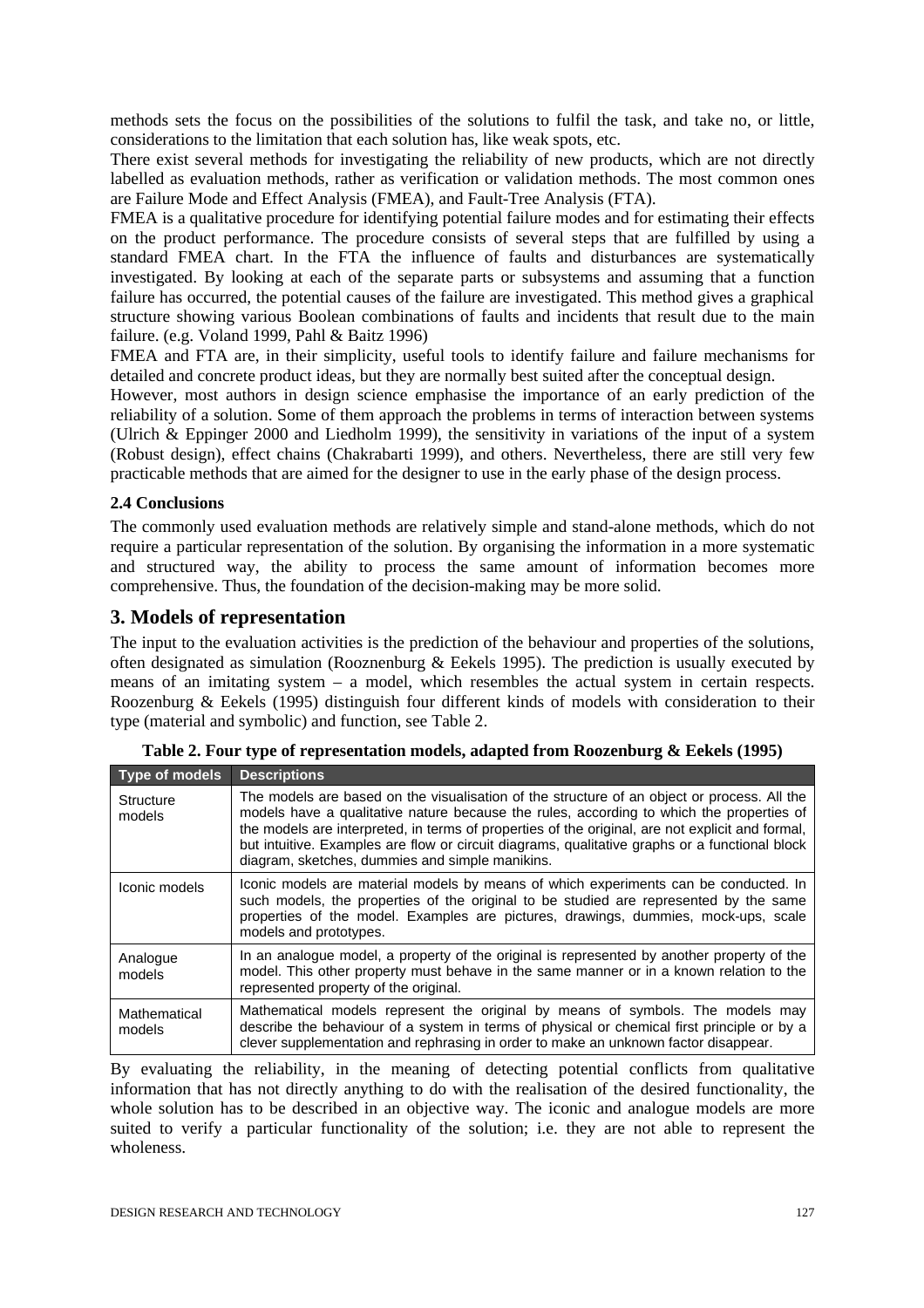methods sets the focus on the possibilities of the solutions to fulfil the task, and take no, or little, considerations to the limitation that each solution has, like weak spots, etc.

There exist several methods for investigating the reliability of new products, which are not directly labelled as evaluation methods, rather as verification or validation methods. The most common ones are Failure Mode and Effect Analysis (FMEA), and Fault-Tree Analysis (FTA).

FMEA is a qualitative procedure for identifying potential failure modes and for estimating their effects on the product performance. The procedure consists of several steps that are fulfilled by using a standard FMEA chart. In the FTA the influence of faults and disturbances are systematically investigated. By looking at each of the separate parts or subsystems and assuming that a function failure has occurred, the potential causes of the failure are investigated. This method gives a graphical structure showing various Boolean combinations of faults and incidents that result due to the main failure. (e.g. Voland 1999, Pahl & Baitz 1996)

FMEA and FTA are, in their simplicity, useful tools to identify failure and failure mechanisms for detailed and concrete product ideas, but they are normally best suited after the conceptual design.

However, most authors in design science emphasise the importance of an early prediction of the reliability of a solution. Some of them approach the problems in terms of interaction between systems (Ulrich & Eppinger 2000 and Liedholm 1999), the sensitivity in variations of the input of a system (Robust design), effect chains (Chakrabarti 1999), and others. Nevertheless, there are still very few practicable methods that are aimed for the designer to use in the early phase of the design process.

### 2.4 Conclusions

The commonly used evaluation methods are relatively simple and stand-alone methods, which do not require a particular representation of the solution. By organising the information in a more systematic and structured way, the ability to process the same amount of information becomes more comprehensive. Thus, the foundation of the decision-making may be more solid.

## 3. Models of representation

The input to the evaluation activities is the prediction of the behaviour and properties of the solutions, often designated as simulation (Rooznenburg & Eekels 1995). The prediction is usually executed by means of an imitating system – a model, which resembles the actual system in certain respects. Roozenburg & Eekels (1995) distinguish four different kinds of models with consideration to their type (material and symbolic) and function, see Table 2.

**Table 2. Four type of representation models, adapted from Roozenburg & Eekels (1995)**

| Type of models | Descriptions |
|---|---|
| Structure models | The models are based on the visualisation of the structure of an object or process. All the models have a qualitative nature because the rules, according to which the properties of the models are interpreted, in terms of properties of the original, are not explicit and formal, but intuitive. Examples are flow or circuit diagrams, qualitative graphs or a functional block diagram, sketches, dummies and simple manikins. |
| Iconic models | Iconic models are material models by means of which experiments can be conducted. In such models, the properties of the original to be studied are represented by the same properties of the model. Examples are pictures, drawings, dummies, mock-ups, scale models and prototypes. |
| Analogue models | In an analogue model, a property of the original is represented by another property of the model. This other property must behave in the same manner or in a known relation to the represented property of the original. |
| Mathematical models | Mathematical models represent the original by means of symbols. The models may describe the behaviour of a system in terms of physical or chemical first principle or by a clever supplementation and rephrasing in order to make an unknown factor disappear. |

By evaluating the reliability, in the meaning of detecting potential conflicts from qualitative information that has not directly anything to do with the realisation of the desired functionality, the whole solution has to be described in an objective way. The iconic and analogue models are more suited to verify a particular functionality of the solution; i.e. they are not able to represent the wholeness.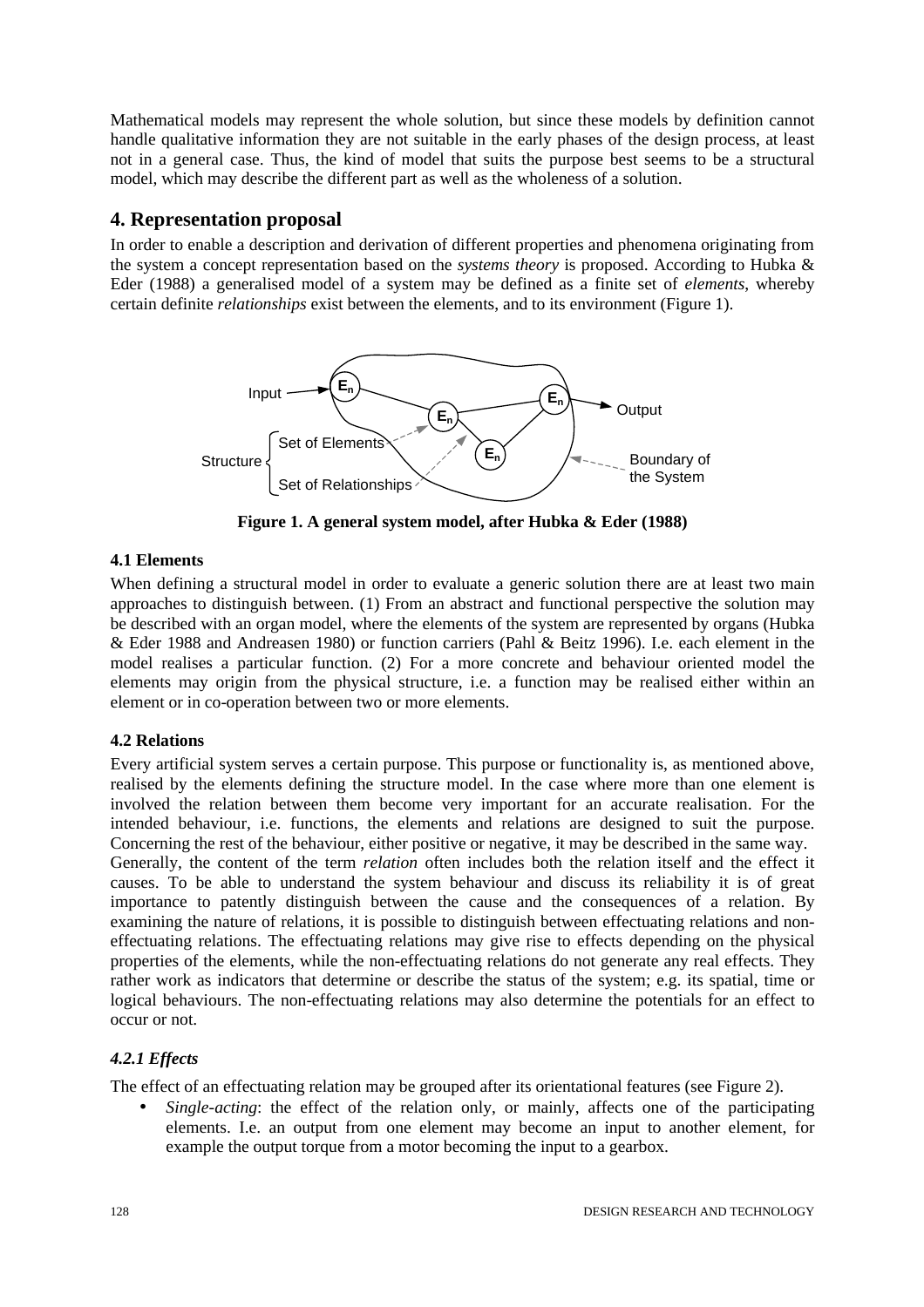Mathematical models may represent the whole solution, but since these models by definition cannot handle qualitative information they are not suitable in the early phases of the design process, at least not in a general case. Thus, the kind of model that suits the purpose best seems to be a structural model, which may describe the different part as well as the wholeness of a solution.

## 4. Representation proposal

In order to enable a description and derivation of different properties and phenomena originating from the system a concept representation based on the *systems theory* is proposed. According to Hubka & Eder (1988) a generalised model of a system may be defined as a finite set of *elements*, whereby certain definite *relationships* exist between the elements, and to its environment (Figure 1).

**Figure 1. A general system model, after Hubka & Eder (1988)**

### 4.1 Elements

When defining a structural model in order to evaluate a generic solution there are at least two main approaches to distinguish between. (1) From an abstract and functional perspective the solution may be described with an organ model, where the elements of the system are represented by organs (Hubka & Eder 1988 and Andreasen 1980) or function carriers (Pahl & Beitz 1996). I.e. each element in the model realises a particular function. (2) For a more concrete and behaviour oriented model the elements may origin from the physical structure, i.e. a function may be realised either within an element or in co-operation between two or more elements.

### 4.2 Relations

Every artificial system serves a certain purpose. This purpose or functionality is, as mentioned above, realised by the elements defining the structure model. In the case where more than one element is involved the relation between them become very important for an accurate realisation. For the intended behaviour, i.e. functions, the elements and relations are designed to suit the purpose. Concerning the rest of the behaviour, either positive or negative, it may be described in the same way.

Generally, the content of the term *relation* often includes both the relation itself and the effect it causes. To be able to understand the system behaviour and discuss its reliability it is of great importance to patently distinguish between the cause and the consequences of a relation. By examining the nature of relations, it is possible to distinguish between effectuating relations and non-effectuating relations. The effectuating relations may give rise to effects depending on the physical properties of the elements, while the non-effectuating relations do not generate any real effects. They rather work as indicators that determine or describe the status of the system; e.g. its spatial, time or logical behaviours. The non-effectuating relations may also determine the potentials for an effect to occur or not.

#### *4.2.1 Effects*

The effect of an effectuating relation may be grouped after its orientational features (see Figure 2).

- *Single-acting*: the effect of the relation only, or mainly, affects one of the participating elements. I.e. an output from one element may become an input to another element, for example the output torque from a motor becoming the input to a gearbox.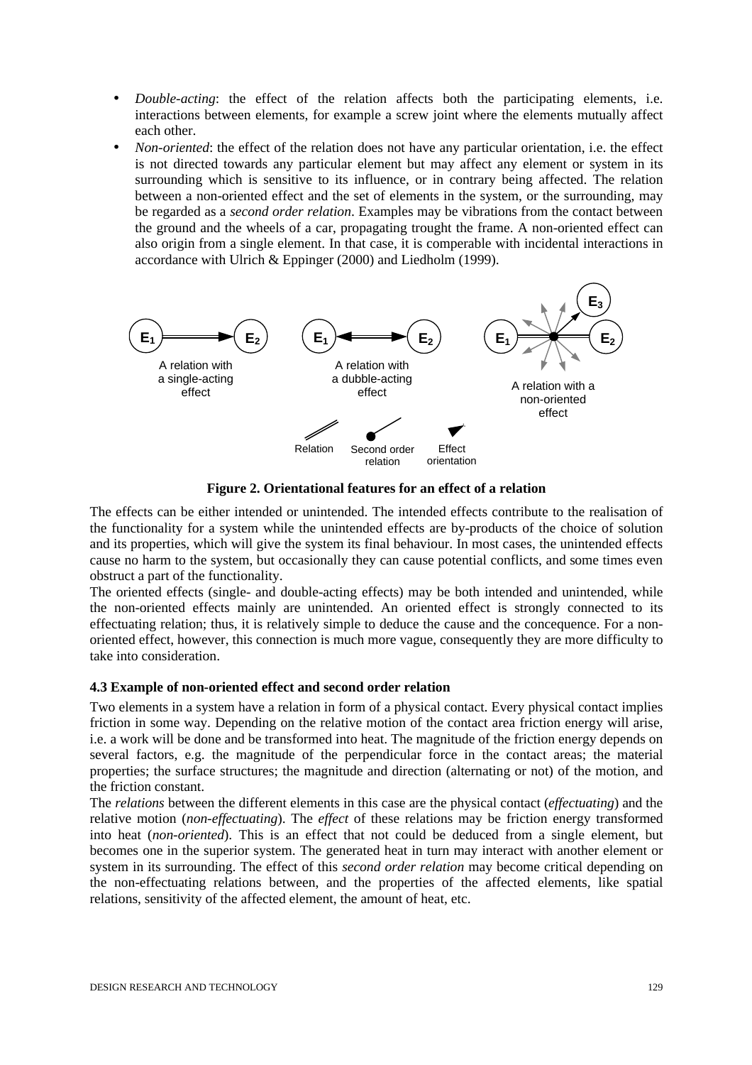- *Double-acting*: the effect of the relation affects both the participating elements, i.e. interactions between elements, for example a screw joint where the elements mutually affect each other.
- *Non-oriented*: the effect of the relation does not have any particular orientation, i.e. the effect is not directed towards any particular element but may affect any element or system in its surrounding which is sensitive to its influence, or in contrary being affected. The relation between a non-oriented effect and the set of elements in the system, or the surrounding, may be regarded as a *second order relation*. Examples may be vibrations from the contact between the ground and the wheels of a car, propagating trought the frame. A non-oriented effect can also origin from a single element. In that case, it is comperable with incidental interactions in accordance with Ulrich & Eppinger (2000) and Liedholm (1999).

**Figure 2. Orientational features for an effect of a relation**

The effects can be either intended or unintended. The intended effects contribute to the realisation of the functionality for a system while the unintended effects are by-products of the choice of solution and its properties, which will give the system its final behaviour. In most cases, the unintended effects cause no harm to the system, but occasionally they can cause potential conflicts, and some times even obstruct a part of the functionality.

The oriented effects (single- and double-acting effects) may be both intended and unintended, while the non-oriented effects mainly are unintended. An oriented effect is strongly connected to its effectuating relation; thus, it is relatively simple to deduce the cause and the concequence. For a non-oriented effect, however, this connection is much more vague, consequently they are more difficulty to take into consideration.

### 4.3 Example of non-oriented effect and second order relation

Two elements in a system have a relation in form of a physical contact. Every physical contact implies friction in some way. Depending on the relative motion of the contact area friction energy will arise, i.e. a work will be done and be transformed into heat. The magnitude of the friction energy depends on several factors, e.g. the magnitude of the perpendicular force in the contact areas; the material properties; the surface structures; the magnitude and direction (alternating or not) of the motion, and the friction constant.

The *relations* between the different elements in this case are the physical contact (*effectuating*) and the relative motion (*non-effectuating*). The *effect* of these relations may be friction energy transformed into heat (*non-oriented*). This is an effect that not could be deduced from a single element, but becomes one in the superior system. The generated heat in turn may interact with another element or system in its surrounding. The effect of this *second order relation* may become critical depending on the non-effectuating relations between, and the properties of the affected elements, like spatial relations, sensitivity of the affected element, the amount of heat, etc.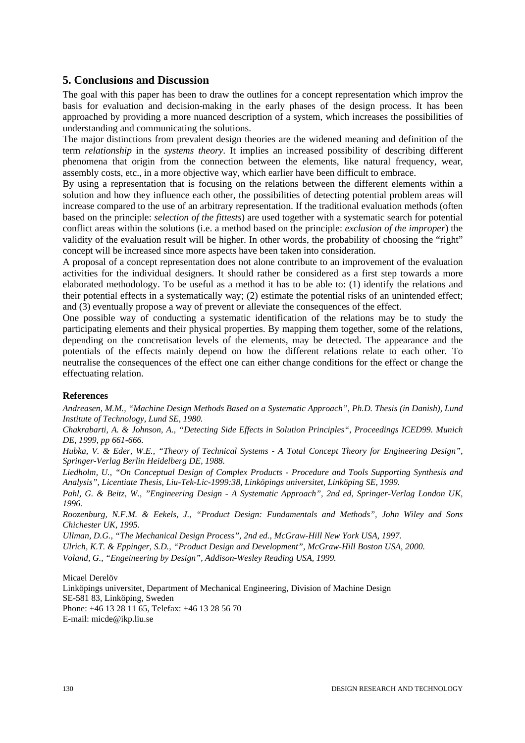## 5. Conclusions and Discussion

The goal with this paper has been to draw the outlines for a concept representation which improv the basis for evaluation and decision-making in the early phases of the design process. It has been approached by providing a more nuanced description of a system, which increases the possibilities of understanding and communicating the solutions.

The major distinctions from prevalent design theories are the widened meaning and definition of the term *relationship* in the *systems theory*. It implies an increased possibility of describing different phenomena that origin from the connection between the elements, like natural frequency, wear, assembly costs, etc., in a more objective way, which earlier have been difficult to embrace.

By using a representation that is focusing on the relations between the different elements within a solution and how they influence each other, the possibilities of detecting potential problem areas will increase compared to the use of an arbitrary representation. If the traditional evaluation methods (often based on the principle: *selection of the fittests*) are used together with a systematic search for potential conflict areas within the solutions (i.e. a method based on the principle: *exclusion of the improper*) the validity of the evaluation result will be higher. In other words, the probability of choosing the "right" concept will be increased since more aspects have been taken into consideration.

A proposal of a concept representation does not alone contribute to an improvement of the evaluation activities for the individual designers. It should rather be considered as a first step towards a more elaborated methodology. To be useful as a method it has to be able to: (1) identify the relations and their potential effects in a systematically way; (2) estimate the potential risks of an unintended effect; and (3) eventually propose a way of prevent or alleviate the consequences of the effect.

One possible way of conducting a systematic identification of the relations may be to study the participating elements and their physical properties. By mapping them together, some of the relations, depending on the concretisation levels of the elements, may be detected. The appearance and the potentials of the effects mainly depend on how the different relations relate to each other. To neutralise the consequences of the effect one can either change conditions for the effect or change the effectuating relation.

### References

*Andreasen, M.M., "Machine Design Methods Based on a Systematic Approach", Ph.D. Thesis (in Danish), Lund Institute of Technology, Lund SE, 1980.*

*Chakrabarti, A. & Johnson, A., "Detecting Side Effects in Solution Principles", Proceedings ICED99. Munich DE, 1999, pp 661-666.*

*Hubka, V. & Eder, W.E., "Theory of Technical Systems - A Total Concept Theory for Engineering Design", Springer-Verlag Berlin Heidelberg DE, 1988.*

*Liedholm, U., "On Conceptual Design of Complex Products - Procedure and Tools Supporting Synthesis and Analysis", Licentiate Thesis, Liu-Tek-Lic-1999:38, Linköpings universitet, Linköping SE, 1999.*

*Pahl, G. & Beitz, W., "Engineering Design - A Systematic Approach", 2nd ed, Springer-Verlag London UK, 1996.*

*Roozenburg, N.F.M. & Eekels, J., "Product Design: Fundamentals and Methods", John Wiley and Sons Chichester UK, 1995.*

*Ullman, D.G., "The Mechanical Design Process", 2nd ed., McGraw-Hill New York USA, 1997.*

*Ulrich, K.T. & Eppinger, S.D., "Product Design and Development", McGraw-Hill Boston USA, 2000.*

*Voland, G., "Engeineering by Design", Addison-Wesley Reading USA, 1999.*

Micael Derelöv
Linköpings universitet, Department of Mechanical Engineering, Division of Machine Design
SE-581 83, Linköping, Sweden
Phone: +46 13 28 11 65, Telefax: +46 13 28 56 70
E-mail: micde@ikp.liu.se